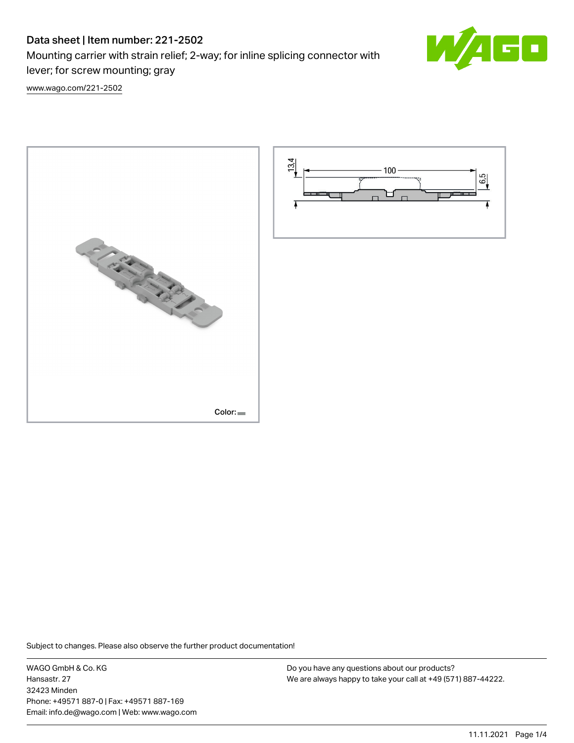# Data sheet | Item number: 221-2502

Mounting carrier with strain relief; 2-way; for inline splicing connector with lever; for screw mounting; gray

www.wago.com/221-2502

Color:

13,4

100

6,5

Subject to changes. Please also observe the further product documentation!

WAGO GmbH & Co. KG
Hansastr. 27
32423 Minden
Phone: +49571 887-0 | Fax: +49571 887-169
Email: info.de@wago.com | Web: www.wago.com

Do you have any questions about our products?
We are always happy to take your call at +49 (571) 887-44222.

11.11.2021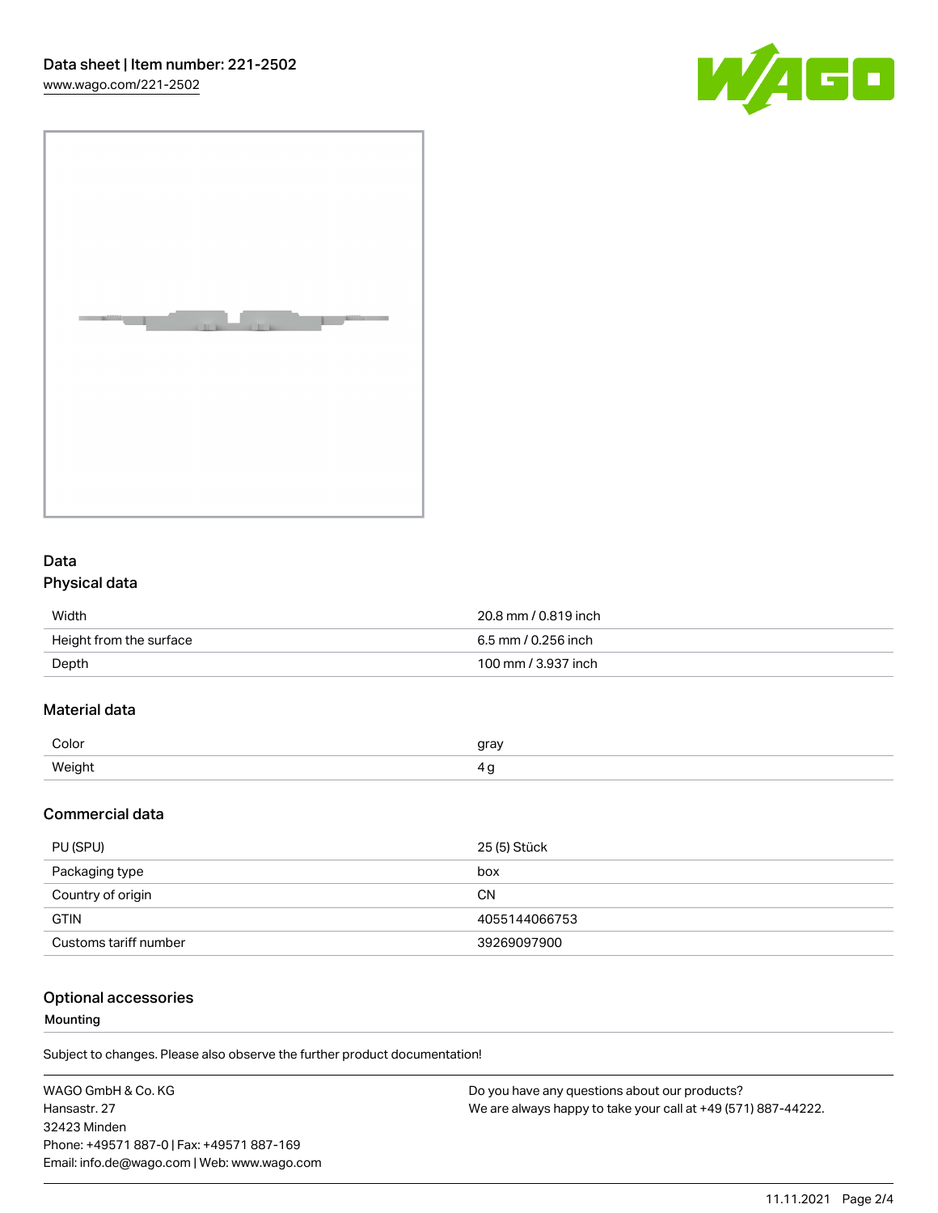## Data

### Physical data

| | |
|---|---|
| Width | 20.8 mm / 0.819 inch |
| Height from the surface | 6.5 mm / 0.256 inch |
| Depth | 100 mm / 3.937 inch |

### Material data

| | |
|---|---|
| Color | gray |
| Weight | 4 g |

### Commercial data

| | |
|---|---|
| PU (SPU) | 25 (5) Stück |
| Packaging type | box |
| Country of origin | CN |
| GTIN | 4055144066753 |
| Customs tariff number | 39269097900 |

## Optional accessories

**Mounting**

Subject to changes. Please also observe the further product documentation!

WAGO GmbH & Co. KG
Hansastr. 27
32423 Minden
Phone: +49571 887-0 | Fax: +49571 887-169
Email: info.de@wago.com | Web: www.wago.com

Do you have any questions about our products?
We are always happy to take your call at +49 (571) 887-44222.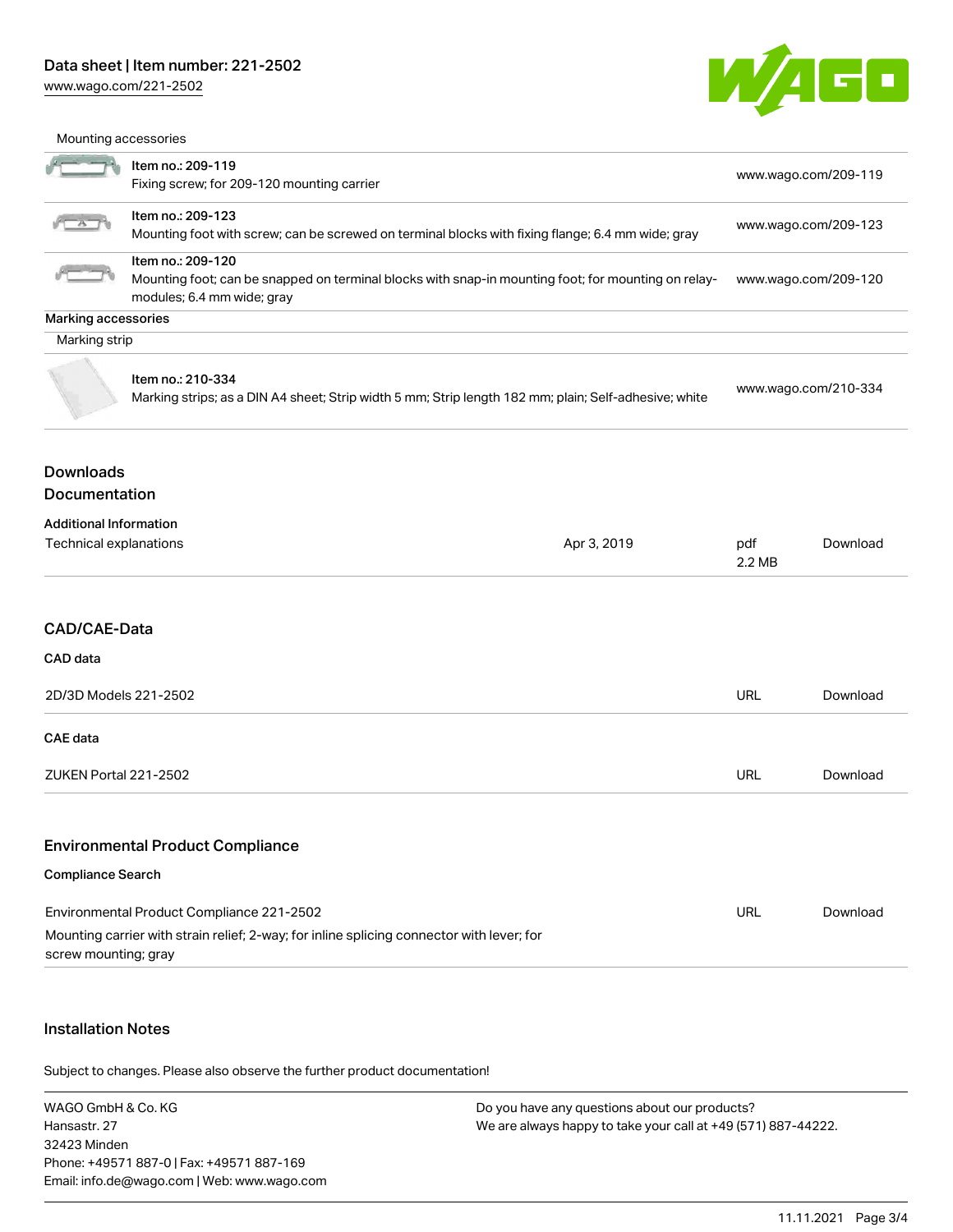Mounting accessories

| Item | Description | Link |
|---|---|---|
| Item no.: 209-119 | Fixing screw; for 209-120 mounting carrier | www.wago.com/209-119 |
| Item no.: 209-123 | Mounting foot with screw; can be screwed on terminal blocks with fixing flange; 6.4 mm wide; gray | www.wago.com/209-123 |
| Item no.: 209-120 | Mounting foot; can be snapped on terminal blocks with snap-in mounting foot; for mounting on relay-modules; 6.4 mm wide; gray | www.wago.com/209-120 |

**Marking accessories**

Marking strip

| Item | Description | Link |
|---|---|---|
| Item no.: 210-334 | Marking strips; as a DIN A4 sheet; Strip width 5 mm; Strip length 182 mm; plain; Self-adhesive; white | www.wago.com/210-334 |

## Downloads

## Documentation

**Additional Information**

| | | | |
|---|---|---|---|
| Technical explanations | Apr 3, 2019 | pdf 2.2 MB | Download |

## CAD/CAE-Data

**CAD data**

| | | |
|---|---|---|
| 2D/3D Models 221-2502 | URL | Download |

**CAE data**

| | | |
|---|---|---|
| ZUKEN Portal 221-2502 | URL | Download |

## Environmental Product Compliance

**Compliance Search**

| | | |
|---|---|---|
| Environmental Product Compliance 221-2502<br>Mounting carrier with strain relief; 2-way; for inline splicing connector with lever; for screw mounting; gray | URL | Download |

## Installation Notes

Subject to changes. Please also observe the further product documentation!

WAGO GmbH & Co. KG
Hansastr. 27
32423 Minden
Phone: +49571 887-0 | Fax: +49571 887-169
Email: info.de@wago.com | Web: www.wago.com

Do you have any questions about our products?
We are always happy to take your call at +49 (571) 887-44222.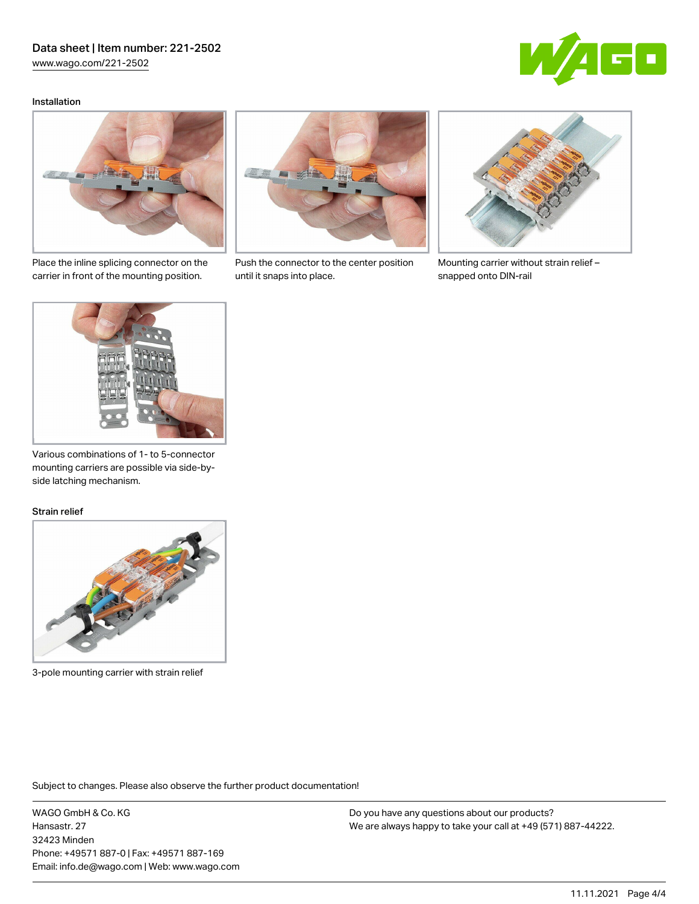Data sheet | Item number: 221-2502
www.wago.com/221-2502

### Installation

Place the inline splicing connector on the carrier in front of the mounting position.

Push the connector to the center position until it snaps into place.

Mounting carrier without strain relief – snapped onto DIN-rail

Various combinations of 1- to 5-connector mounting carriers are possible via side-by-side latching mechanism.

### Strain relief

3-pole mounting carrier with strain relief

Subject to changes. Please also observe the further product documentation!

WAGO GmbH & Co. KG
Hansastr. 27
32423 Minden
Phone: +49571 887-0 | Fax: +49571 887-169
Email: info.de@wago.com | Web: www.wago.com

Do you have any questions about our products?
We are always happy to take your call at +49 (571) 887-44222.

11.11.2021